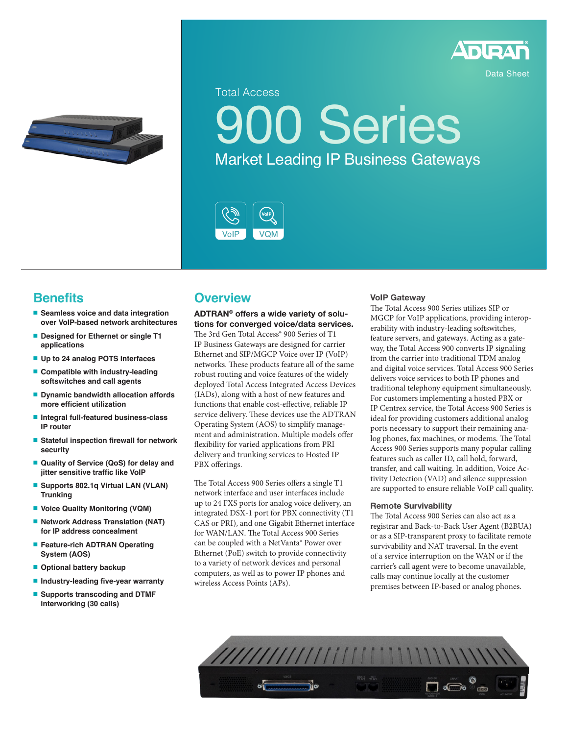Data Sheet

Total Access

# 900 Series

## Market Leading IP Business Gateways

VoIP VQM

## Benefits

- Seamless voice and data integration over VoIP-based network architectures
- Designed for Ethernet or single T1 applications
- Up to 24 analog POTS interfaces
- Compatible with industry-leading softswitches and call agents
- Dynamic bandwidth allocation affords more efficient utilization
- Integral full-featured business-class IP router
- Stateful inspection firewall for network security
- Quality of Service (QoS) for delay and jitter sensitive traffic like VoIP
- Supports 802.1q Virtual LAN (VLAN) Trunking
- Voice Quality Monitoring (VQM)
- Network Address Translation (NAT) for IP address concealment
- Feature-rich ADTRAN Operating System (AOS)
- Optional battery backup
- Industry-leading five-year warranty
- Supports transcoding and DTMF interworking (30 calls)

## Overview

**ADTRAN® offers a wide variety of solutions for converged voice/data services.** The 3rd Gen Total Access® 900 Series of T1 IP Business Gateways are designed for carrier Ethernet and SIP/MGCP Voice over IP (VoIP) networks. These products feature all of the same robust routing and voice features of the widely deployed Total Access Integrated Access Devices (IADs), along with a host of new features and functions that enable cost-effective, reliable IP service delivery. These devices use the ADTRAN Operating System (AOS) to simplify management and administration. Multiple models offer flexibility for varied applications from PRI delivery and trunking services to Hosted IP PBX offerings.

The Total Access 900 Series offers a single T1 network interface and user interfaces include up to 24 FXS ports for analog voice delivery, an integrated DSX-1 port for PBX connectivity (T1 CAS or PRI), and one Gigabit Ethernet interface for WAN/LAN. The Total Access 900 Series can be coupled with a NetVanta® Power over Ethernet (PoE) switch to provide connectivity to a variety of network devices and personal computers, as well as to power IP phones and wireless Access Points (APs).

### VoIP Gateway

The Total Access 900 Series utilizes SIP or MGCP for VoIP applications, providing interoperability with industry-leading softswitches, feature servers, and gateways. Acting as a gateway, the Total Access 900 converts IP signaling from the carrier into traditional TDM analog and digital voice services. Total Access 900 Series delivers voice services to both IP phones and traditional telephony equipment simultaneously. For customers implementing a hosted PBX or IP Centrex service, the Total Access 900 Series is ideal for providing customers additional analog ports necessary to support their remaining analog phones, fax machines, or modems. The Total Access 900 Series supports many popular calling features such as caller ID, call hold, forward, transfer, and call waiting. In addition, Voice Activity Detection (VAD) and silence suppression are supported to ensure reliable VoIP call quality.

### Remote Survivability

The Total Access 900 Series can also act as a registrar and Back-to-Back User Agent (B2BUA) or as a SIP-transparent proxy to facilitate remote survivability and NAT traversal. In the event of a service interruption on the WAN or if the carrier's call agent were to become unavailable, calls may continue locally at the customer premises between IP-based or analog phones.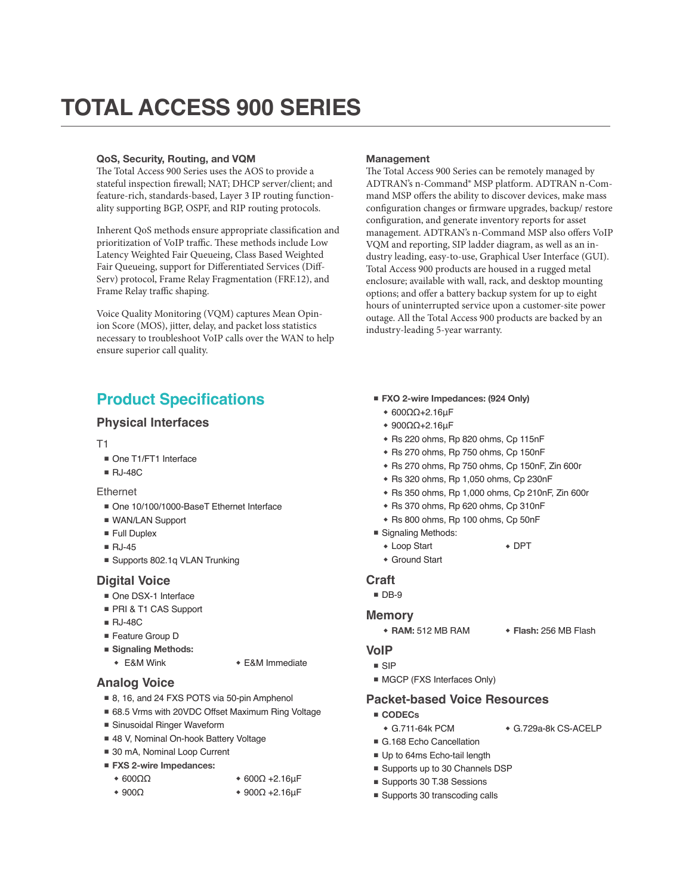# TOTAL ACCESS 900 SERIES

### QoS, Security, Routing, and VQM

The Total Access 900 Series uses the AOS to provide a stateful inspection firewall; NAT; DHCP server/client; and feature-rich, standards-based, Layer 3 IP routing functionality supporting BGP, OSPF, and RIP routing protocols.

Inherent QoS methods ensure appropriate classification and prioritization of VoIP traffic. These methods include Low Latency Weighted Fair Queueing, Class Based Weighted Fair Queueing, support for Differentiated Services (Diff-Serv) protocol, Frame Relay Fragmentation (FRF.12), and Frame Relay traffic shaping.

Voice Quality Monitoring (VQM) captures Mean Opinion Score (MOS), jitter, delay, and packet loss statistics necessary to troubleshoot VoIP calls over the WAN to help ensure superior call quality.

### Management

The Total Access 900 Series can be remotely managed by ADTRAN's n-Command® MSP platform. ADTRAN n-Command MSP offers the ability to discover devices, make mass configuration changes or firmware upgrades, backup/ restore configuration, and generate inventory reports for asset management. ADTRAN's n-Command MSP also offers VoIP VQM and reporting, SIP ladder diagram, as well as an industry leading, easy-to-use, Graphical User Interface (GUI). Total Access 900 products are housed in a rugged metal enclosure; available with wall, rack, and desktop mounting options; and offer a battery backup system for up to eight hours of uninterrupted service upon a customer-site power outage. All the Total Access 900 products are backed by an industry-leading 5-year warranty.

## Product Specifications

### Physical Interfaces

T1

- One T1/FT1 Interface
- RJ-48C

Ethernet

- One 10/100/1000-BaseT Ethernet Interface
- WAN/LAN Support
- Full Duplex
- RJ-45
- Supports 802.1q VLAN Trunking

### Digital Voice

- One DSX-1 Interface
- PRI & T1 CAS Support
- RJ-48C
- Feature Group D
- **Signaling Methods:**
  - E&M Wink
  - E&M Immediate

### Analog Voice

- 8, 16, and 24 FXS POTS via 50-pin Amphenol
- 68.5 Vrms with 20VDC Offset Maximum Ring Voltage
- Sinusoidal Ringer Waveform
- 48 V, Nominal On-hook Battery Voltage
- 30 mA, Nominal Loop Current
- **FXS 2-wire Impedances:**
  - 600ΩΩ
  - 900Ω
  - 600Ω +2.16µF
  - 900Ω +2.16µF
- **FXO 2-wire Impedances: (924 Only)**
  - 600ΩΩ+2.16µF
  - 900ΩΩ+2.16µF
  - Rs 220 ohms, Rp 820 ohms, Cp 115nF
  - Rs 270 ohms, Rp 750 ohms, Cp 150nF
  - Rs 270 ohms, Rp 750 ohms, Cp 150nF, Zin 600r
  - Rs 320 ohms, Rp 1,050 ohms, Cp 230nF
  - Rs 350 ohms, Rp 1,000 ohms, Cp 210nF, Zin 600r
  - Rs 370 ohms, Rp 620 ohms, Cp 310nF
  - Rs 800 ohms, Rp 100 ohms, Cp 50nF
- Signaling Methods:
  - Loop Start
  - Ground Start
  - DPT

### Craft

- DB-9

### Memory

- **RAM:** 512 MB RAM
- **Flash:** 256 MB Flash

### VoIP

- SIP
- MGCP (FXS Interfaces Only)

### Packet-based Voice Resources

- **CODECs**
  - G.711-64k PCM
  - G.729a-8k CS-ACELP
- G.168 Echo Cancellation
- Up to 64ms Echo-tail length
- Supports up to 30 Channels DSP
- Supports 30 T.38 Sessions
- Supports 30 transcoding calls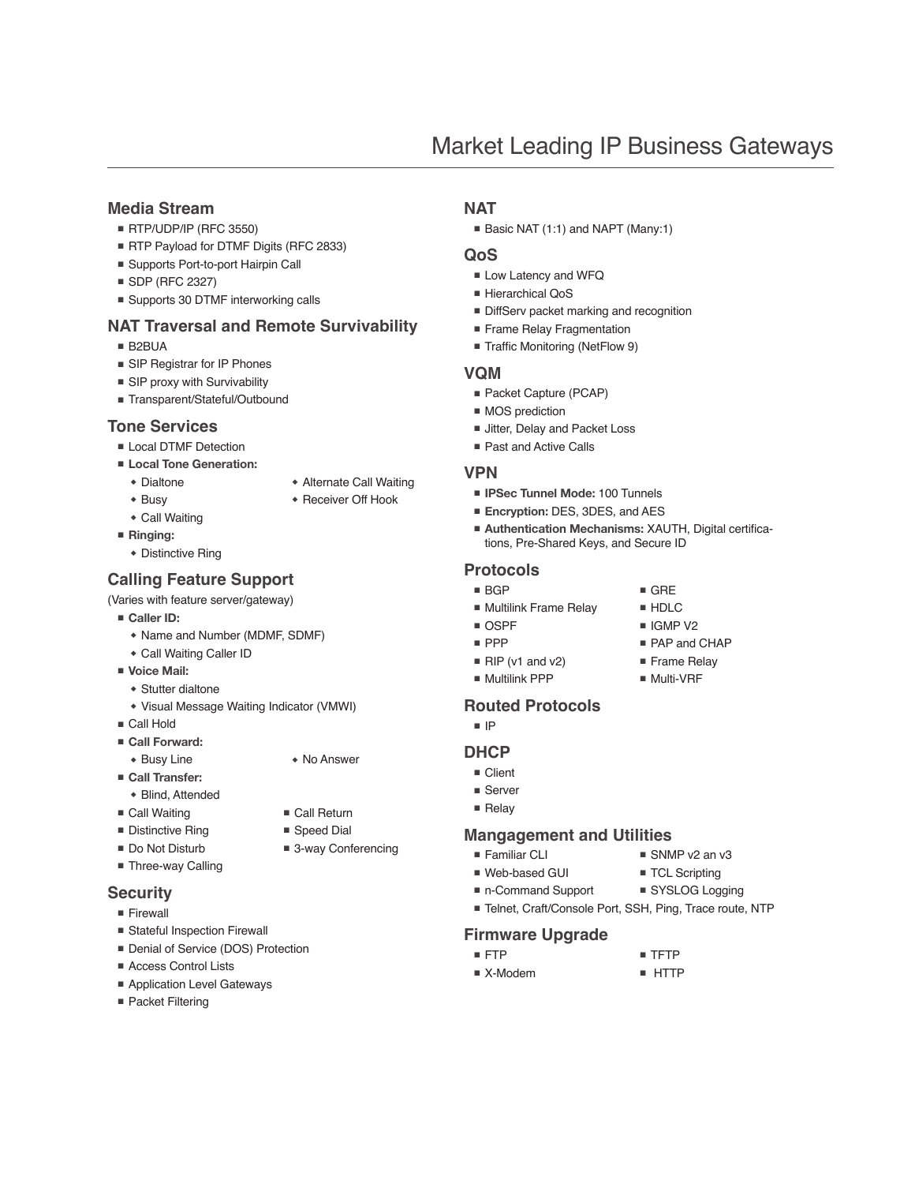# Market Leading IP Business Gateways

## Media Stream

- RTP/UDP/IP (RFC 3550)
- RTP Payload for DTMF Digits (RFC 2833)
- Supports Port-to-port Hairpin Call
- SDP (RFC 2327)
- Supports 30 DTMF interworking calls

## NAT Traversal and Remote Survivability

- B2BUA
- SIP Registrar for IP Phones
- SIP proxy with Survivability
- Transparent/Stateful/Outbound

## Tone Services

- Local DTMF Detection
- **Local Tone Generation:**
  - Dialtone
  - Busy
  - Call Waiting
  - Alternate Call Waiting
  - Receiver Off Hook
- **Ringing:**
  - Distinctive Ring

## Calling Feature Support

(Varies with feature server/gateway)

- **Caller ID:**
  - Name and Number (MDMF, SDMF)
  - Call Waiting Caller ID
- **Voice Mail:**
  - Stutter dialtone
  - Visual Message Waiting Indicator (VMWI)
- Call Hold
- **Call Forward:**
  - Busy Line
  - No Answer
- **Call Transfer:**
  - Blind, Attended
- Call Waiting
- Distinctive Ring
- Do Not Disturb
- Three-way Calling
- Call Return
- Speed Dial
- 3-way Conferencing

## Security

- Firewall
- Stateful Inspection Firewall
- Denial of Service (DOS) Protection
- Access Control Lists
- Application Level Gateways
- Packet Filtering

## NAT

- Basic NAT (1:1) and NAPT (Many:1)

## QoS

- Low Latency and WFQ
- Hierarchical QoS
- DiffServ packet marking and recognition
- Frame Relay Fragmentation
- Traffic Monitoring (NetFlow 9)

## VQM

- Packet Capture (PCAP)
- MOS prediction
- Jitter, Delay and Packet Loss
- Past and Active Calls

## VPN

- **IPSec Tunnel Mode:** 100 Tunnels
- **Encryption:** DES, 3DES, and AES
- **Authentication Mechanisms:** XAUTH, Digital certifications, Pre-Shared Keys, and Secure ID

## Protocols

- BGP
- Multilink Frame Relay
- OSPF
- PPP
- RIP (v1 and v2)
- Multilink PPP
- GRE
- HDLC
- IGMP V2
- PAP and CHAP
- Frame Relay
- Multi-VRF

## Routed Protocols

- IP

## DHCP

- Client
- Server
- Relay

## Mangagement and Utilities

- Familiar CLI
- Web-based GUI
- n-Command Support
- SNMP v2 an v3
- TCL Scripting
- SYSLOG Logging
- Telnet, Craft/Console Port, SSH, Ping, Trace route, NTP

## Firmware Upgrade

- FTP
- X-Modem
- TFTP
- HTTP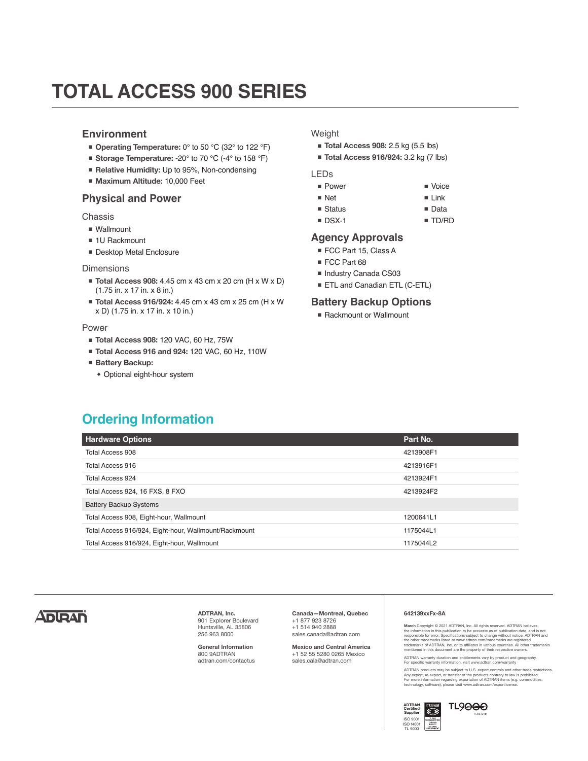# TOTAL ACCESS 900 SERIES

## Environment

- **Operating Temperature:** 0° to 50 °C (32° to 122 °F)
- **Storage Temperature:** -20° to 70 °C (-4° to 158 °F)
- **Relative Humidity:** Up to 95%, Non-condensing
- **Maximum Altitude:** 10,000 Feet

## Physical and Power

### Chassis

- Wallmount
- 1U Rackmount
- Desktop Metal Enclosure

### Dimensions

- **Total Access 908:** 4.45 cm x 43 cm x 20 cm (H x W x D) (1.75 in. x 17 in. x 8 in.)
- **Total Access 916/924:** 4.45 cm x 43 cm x 25 cm (H x W x D) (1.75 in. x 17 in. x 10 in.)

### Power

- **Total Access 908:** 120 VAC, 60 Hz, 75W
- **Total Access 916 and 924:** 120 VAC, 60 Hz, 110W
- **Battery Backup:**
  - Optional eight-hour system

### Weight

- **Total Access 908:** 2.5 kg (5.5 lbs)
- **Total Access 916/924:** 3.2 kg (7 lbs)

### LEDs

- Power
- Net
- Status
- DSX-1
- Voice
- Link
- Data
- TD/RD

## Agency Approvals

- FCC Part 15, Class A
- FCC Part 68
- Industry Canada CS03
- ETL and Canadian ETL (C-ETL)

## Battery Backup Options

- Rackmount or Wallmount

## Ordering Information

| Hardware Options | Part No. |
|---|---|
| Total Access 908 | 4213908F1 |
| Total Access 916 | 4213916F1 |
| Total Access 924 | 4213924F1 |
| Total Access 924, 16 FXS, 8 FXO | 4213924F2 |
| Battery Backup Systems | |
| Total Access 908, Eight-hour, Wallmount | 1200641L1 |
| Total Access 916/924, Eight-hour, Wallmount/Rackmount | 1175044L1 |
| Total Access 916/924, Eight-hour, Wallmount | 1175044L2 |

ADTRAN

**ADTRAN, Inc.**
901 Explorer Boulevard
Huntsville, AL 35806
256 963 8000

**General Information**
800 9ADTRAN
adtran.com/contactus

**Canada—Montreal, Quebec**
+1 877 923 8726
+1 514 940 2888
sales.canada@adtran.com

**Mexico and Central America**
+1 52 55 5280 0265 Mexico
sales.cala@adtran.com

**642139xxFx-8A**

**March** Copyright © 2021 ADTRAN, Inc. All rights reserved. ADTRAN believes the information in this publication to be accurate as of publication date, and is not responsible for error. Specifications subject to change without notice. ADTRAN and the other trademarks listed at www.adtran.com/trademarks are registered trademarks of ADTRAN, Inc. or its affiliates in various countries. All other trademarks mentioned in this document are the property of their respective owners.

ADTRAN warranty duration and entitlements vary by product and geography. For specific warranty information, visit www.adtran.com/warranty

ADTRAN products may be subject to U.S. export controls and other trade restrictions. Any export, re-export, or transfer of the products contrary to law is prohibited. For more information regarding exportation of ADTRAN items (e.g. commodities, technology, software), please visit www.adtran.com/exportlicense.

ADTRAN Certified Supplier
ISO 9001
ISO 14001
TL 9000

TL9000
TL19.1270